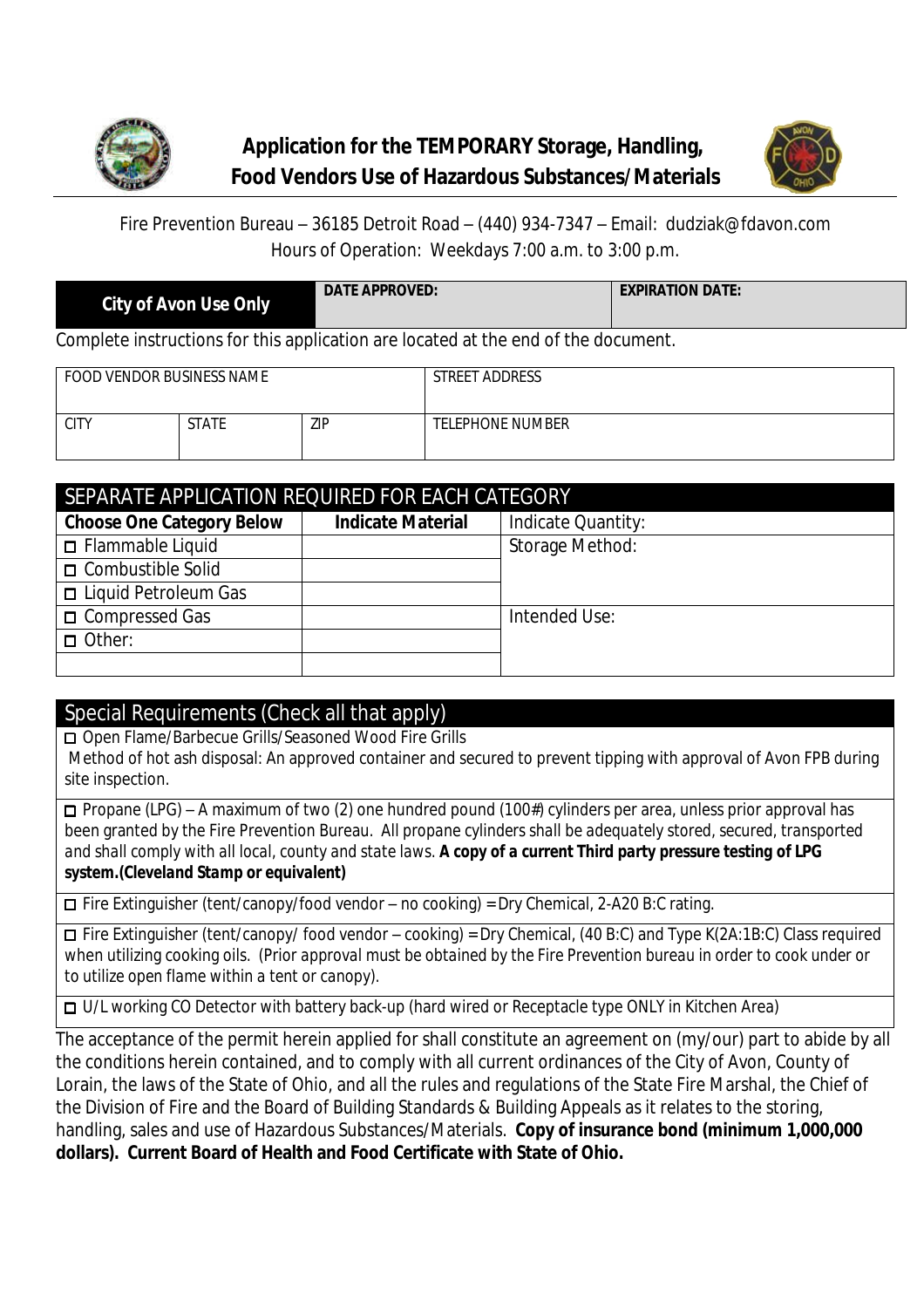# Application for the TEMPORARY Storage, Handling, Food Vendors Use of Hazardous Substances/Materials

Fire Prevention Bureau – 36185 Detroit Road – (440) 934-7347 – Email: dudziak@fdavon.com
Hours of Operation: Weekdays 7:00 a.m. to 3:00 p.m.

| City of Avon Use Only | DATE APPROVED: | EXPIRATION DATE: |
|---|---|---|

Complete instructions for this application are located at the end of the document.

| FOOD VENDOR BUSINESS NAME | | | STREET ADDRESS |
|---|---|---|---|
| CITY | STATE | ZIP | TELEPHONE NUMBER |

| SEPARATE APPLICATION REQUIRED FOR EACH CATEGORY | | |
|---|---|---|
| **Choose One Category Below** | **Indicate Material** | Indicate Quantity: |
| ☐ Flammable Liquid | | Storage Method: |
| ☐ Combustible Solid | | |
| ☐ Liquid Petroleum Gas | | |
| ☐ Compressed Gas | | Intended Use: |
| ☐ Other: | | |
| | | |

## Special Requirements (Check all that apply)

☐ Open Flame/Barbecue Grills/Seasoned Wood Fire Grills
Method of hot ash disposal: An approved container and secured to prevent tipping with approval of Avon FPB during site inspection.

☐ Propane (LPG) – A maximum of two (2) one hundred pound (100#) cylinders per area, unless prior approval has been granted by the Fire Prevention Bureau. All propane cylinders shall be adequately stored, secured, transported and shall comply with all local, county and state laws. **A copy of a current Third party pressure testing of LPG system.(*Cleveland Stamp* or equivalent)**

☐ Fire Extinguisher (tent/canopy/food vendor – no cooking) = Dry Chemical, 2-A20 B:C rating.

☐ Fire Extinguisher (tent/canopy/ food vendor – cooking) = Dry Chemical, (40 B:C) and Type K(2A:1B:C) Class required when utilizing cooking oils. (Prior approval must be obtained by the Fire Prevention bureau in order to cook under or to utilize open flame within a tent or canopy).

☐ U/L working CO Detector with battery back-up (hard wired or Receptacle type ONLY in Kitchen Area)

The acceptance of the permit herein applied for shall constitute an agreement on (my/our) part to abide by all the conditions herein contained, and to comply with all current ordinances of the City of Avon, County of Lorain, the laws of the State of Ohio, and all the rules and regulations of the State Fire Marshal, the Chief of the Division of Fire and the Board of Building Standards & Building Appeals as it relates to the storing, handling, sales and use of Hazardous Substances/Materials. **Copy of insurance bond (minimum 1,000,000 dollars). Current Board of Health and Food Certificate with State of Ohio.**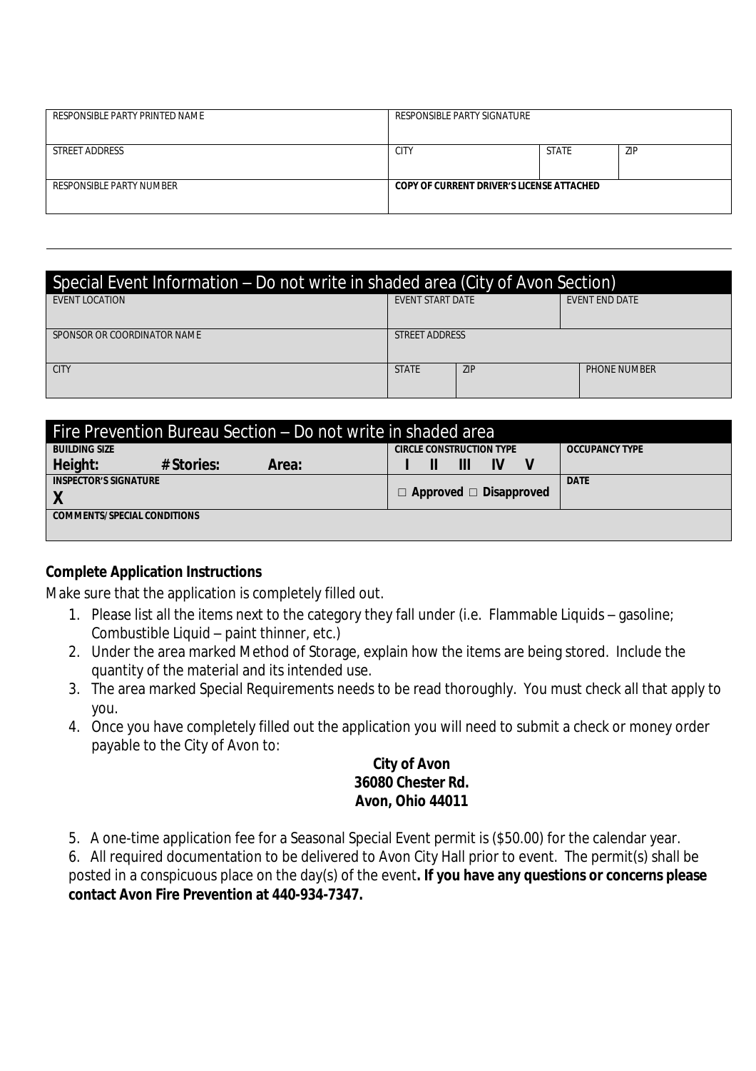| RESPONSIBLE PARTY PRINTED NAME | RESPONSIBLE PARTY SIGNATURE | | |
|---|---|---|---|
| STREET ADDRESS | CITY | STATE | ZIP |
| RESPONSIBLE PARTY NUMBER | **COPY OF CURRENT DRIVER'S LICENSE ATTACHED** | | |

## Special Event Information – Do not write in shaded area (City of Avon Section)

| EVENT LOCATION | EVENT START DATE | | EVENT END DATE |
|---|---|---|---|
| SPONSOR OR COORDINATOR NAME | STREET ADDRESS | | |
| CITY | STATE | ZIP | PHONE NUMBER |

## Fire Prevention Bureau Section – Do not write in shaded area

| **BUILDING SIZE** | | | **CIRCLE CONSTRUCTION TYPE** | **OCCUPANCY TYPE** |
|---|---|---|---|---|
| **Height:** | **# Stories:** | **Area:** | **I II III IV V** | |
| **INSPECTOR'S SIGNATURE** **X** | | | □ **Approved** □ **Disapproved** | **DATE** |
| **COMMENTS/SPECIAL CONDITIONS** | | | | |

**Complete Application Instructions**

Make sure that the application is completely filled out.

1. Please list all the items next to the category they fall under (i.e. Flammable Liquids – gasoline; Combustible Liquid – paint thinner, etc.)
2. Under the area marked Method of Storage, explain how the items are being stored. Include the quantity of the material and its intended use.
3. The area marked Special Requirements needs to be read thoroughly. You must check all that apply to you.
4. Once you have completely filled out the application you will need to submit a check or money order payable to the City of Avon to:

**City of Avon**
**36080 Chester Rd.**
**Avon, Ohio 44011**

5. A one-time application fee for a Seasonal Special Event permit is ($50.00) for the calendar year.
6. All required documentation to be delivered to Avon City Hall prior to event. The permit(s) shall be posted in a conspicuous place on the day(s) of the event**. If you have any questions or concerns please contact Avon Fire Prevention at 440-934-7347.**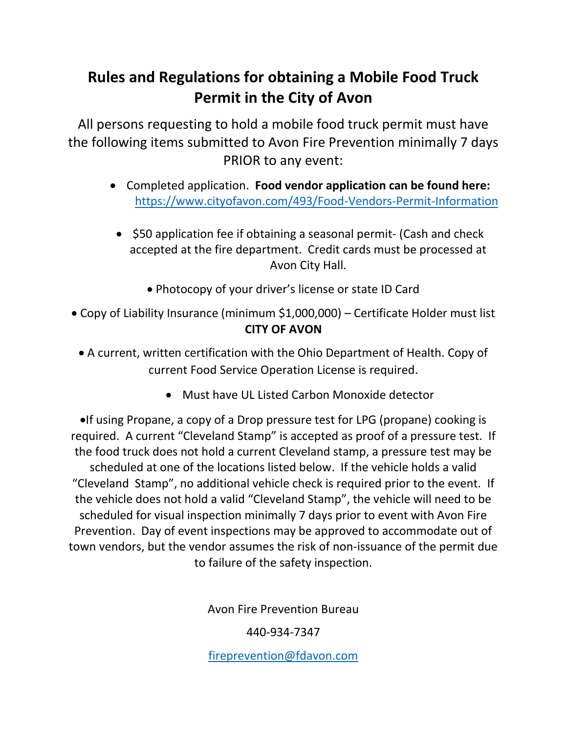# Rules and Regulations for obtaining a Mobile Food Truck Permit in the City of Avon

All persons requesting to hold a mobile food truck permit must have the following items submitted to Avon Fire Prevention minimally 7 days PRIOR to any event:

- Completed application. **Food vendor application can be found here:** https://www.cityofavon.com/493/Food-Vendors-Permit-Information
- $50 application fee if obtaining a seasonal permit- (Cash and check accepted at the fire department. Credit cards must be processed at Avon City Hall.
- Photocopy of your driver's license or state ID Card
- Copy of Liability Insurance (minimum $1,000,000) – Certificate Holder must list **CITY OF AVON**
- A current, written certification with the Ohio Department of Health. Copy of current Food Service Operation License is required.
- Must have UL Listed Carbon Monoxide detector
- If using Propane, a copy of a Drop pressure test for LPG (propane) cooking is required. A current "Cleveland Stamp" is accepted as proof of a pressure test. If the food truck does not hold a current Cleveland stamp, a pressure test may be scheduled at one of the locations listed below. If the vehicle holds a valid "Cleveland Stamp", no additional vehicle check is required prior to the event. If the vehicle does not hold a valid "Cleveland Stamp", the vehicle will need to be scheduled for visual inspection minimally 7 days prior to event with Avon Fire Prevention. Day of event inspections may be approved to accommodate out of town vendors, but the vendor assumes the risk of non-issuance of the permit due to failure of the safety inspection.

Avon Fire Prevention Bureau

440-934-7347

fireprevention@fdavon.com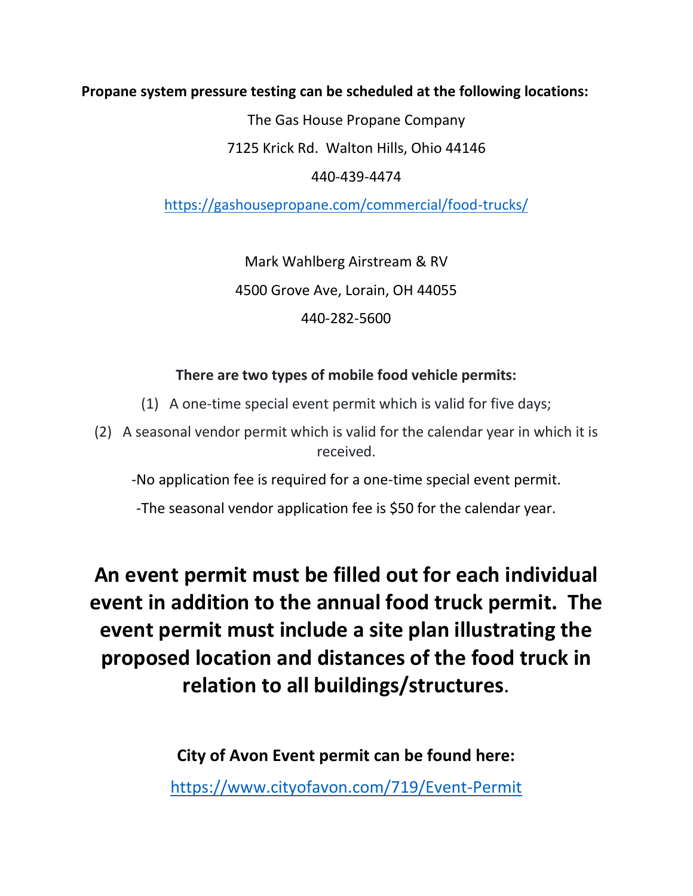**Propane system pressure testing can be scheduled at the following locations:**

The Gas House Propane Company

7125 Krick Rd. Walton Hills, Ohio 44146

440-439-4474

https://gashousepropane.com/commercial/food-trucks/

Mark Wahlberg Airstream & RV

4500 Grove Ave, Lorain, OH 44055

440-282-5600

**There are two types of mobile food vehicle permits:**

(1) A one-time special event permit which is valid for five days;

(2) A seasonal vendor permit which is valid for the calendar year in which it is received.

-No application fee is required for a one-time special event permit.

-The seasonal vendor application fee is $50 for the calendar year.

# An event permit must be filled out for each individual event in addition to the annual food truck permit. The event permit must include a site plan illustrating the proposed location and distances of the food truck in relation to all buildings/structures.

**City of Avon Event permit can be found here:**

https://www.cityofavon.com/719/Event-Permit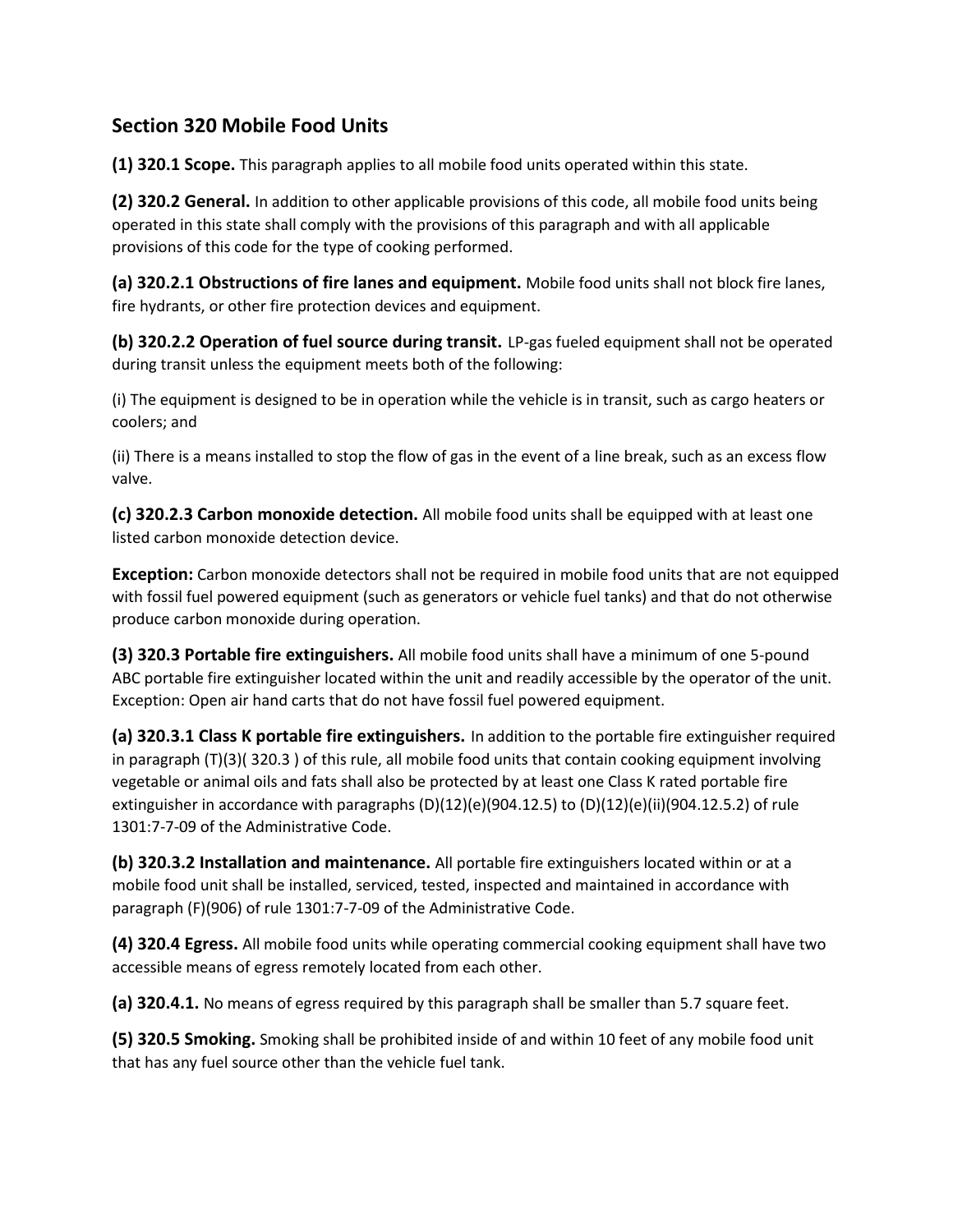## Section 320 Mobile Food Units

**(1) 320.1 Scope.** This paragraph applies to all mobile food units operated within this state.

**(2) 320.2 General.** In addition to other applicable provisions of this code, all mobile food units being operated in this state shall comply with the provisions of this paragraph and with all applicable provisions of this code for the type of cooking performed.

**(a) 320.2.1 Obstructions of fire lanes and equipment.** Mobile food units shall not block fire lanes, fire hydrants, or other fire protection devices and equipment.

**(b) 320.2.2 Operation of fuel source during transit.** LP-gas fueled equipment shall not be operated during transit unless the equipment meets both of the following:

(i) The equipment is designed to be in operation while the vehicle is in transit, such as cargo heaters or coolers; and

(ii) There is a means installed to stop the flow of gas in the event of a line break, such as an excess flow valve.

**(c) 320.2.3 Carbon monoxide detection.** All mobile food units shall be equipped with at least one listed carbon monoxide detection device.

**Exception:** Carbon monoxide detectors shall not be required in mobile food units that are not equipped with fossil fuel powered equipment (such as generators or vehicle fuel tanks) and that do not otherwise produce carbon monoxide during operation.

**(3) 320.3 Portable fire extinguishers.** All mobile food units shall have a minimum of one 5-pound ABC portable fire extinguisher located within the unit and readily accessible by the operator of the unit. Exception: Open air hand carts that do not have fossil fuel powered equipment.

**(a) 320.3.1 Class K portable fire extinguishers.** In addition to the portable fire extinguisher required in paragraph (T)(3)( 320.3 ) of this rule, all mobile food units that contain cooking equipment involving vegetable or animal oils and fats shall also be protected by at least one Class K rated portable fire extinguisher in accordance with paragraphs (D)(12)(e)(904.12.5) to (D)(12)(e)(ii)(904.12.5.2) of rule 1301:7-7-09 of the Administrative Code.

**(b) 320.3.2 Installation and maintenance.** All portable fire extinguishers located within or at a mobile food unit shall be installed, serviced, tested, inspected and maintained in accordance with paragraph (F)(906) of rule 1301:7-7-09 of the Administrative Code.

**(4) 320.4 Egress.** All mobile food units while operating commercial cooking equipment shall have two accessible means of egress remotely located from each other.

**(a) 320.4.1.** No means of egress required by this paragraph shall be smaller than 5.7 square feet.

**(5) 320.5 Smoking.** Smoking shall be prohibited inside of and within 10 feet of any mobile food unit that has any fuel source other than the vehicle fuel tank.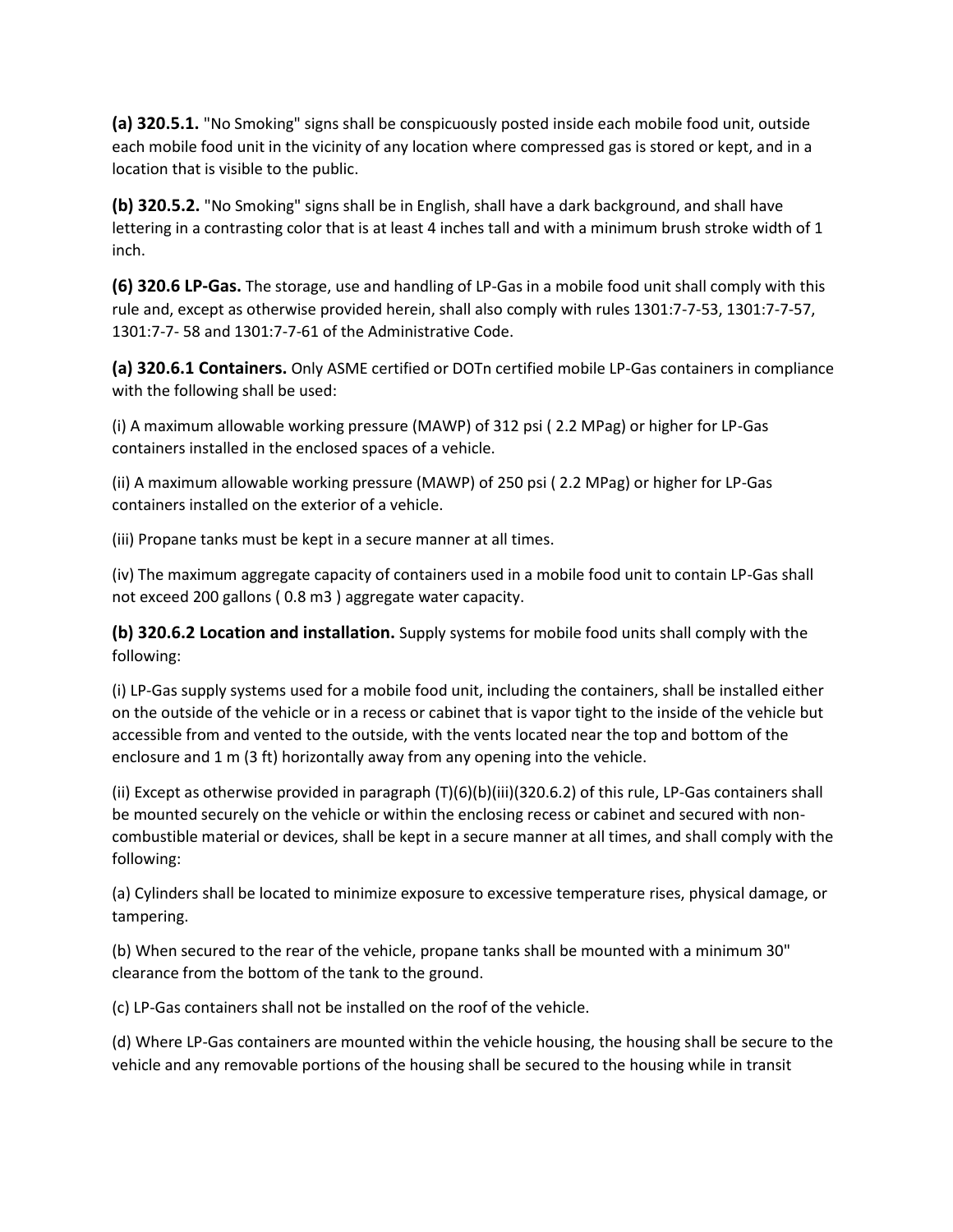**(a) 320.5.1.** "No Smoking" signs shall be conspicuously posted inside each mobile food unit, outside each mobile food unit in the vicinity of any location where compressed gas is stored or kept, and in a location that is visible to the public.

**(b) 320.5.2.** "No Smoking" signs shall be in English, shall have a dark background, and shall have lettering in a contrasting color that is at least 4 inches tall and with a minimum brush stroke width of 1 inch.

**(6) 320.6 LP-Gas.** The storage, use and handling of LP-Gas in a mobile food unit shall comply with this rule and, except as otherwise provided herein, shall also comply with rules 1301:7-7-53, 1301:7-7-57, 1301:7-7- 58 and 1301:7-7-61 of the Administrative Code.

**(a) 320.6.1 Containers.** Only ASME certified or DOTn certified mobile LP-Gas containers in compliance with the following shall be used:

(i) A maximum allowable working pressure (MAWP) of 312 psi ( 2.2 MPag) or higher for LP-Gas containers installed in the enclosed spaces of a vehicle.

(ii) A maximum allowable working pressure (MAWP) of 250 psi ( 2.2 MPag) or higher for LP-Gas containers installed on the exterior of a vehicle.

(iii) Propane tanks must be kept in a secure manner at all times.

(iv) The maximum aggregate capacity of containers used in a mobile food unit to contain LP-Gas shall not exceed 200 gallons ( 0.8 m3 ) aggregate water capacity.

**(b) 320.6.2 Location and installation.** Supply systems for mobile food units shall comply with the following:

(i) LP-Gas supply systems used for a mobile food unit, including the containers, shall be installed either on the outside of the vehicle or in a recess or cabinet that is vapor tight to the inside of the vehicle but accessible from and vented to the outside, with the vents located near the top and bottom of the enclosure and 1 m (3 ft) horizontally away from any opening into the vehicle.

(ii) Except as otherwise provided in paragraph (T)(6)(b)(iii)(320.6.2) of this rule, LP-Gas containers shall be mounted securely on the vehicle or within the enclosing recess or cabinet and secured with non-combustible material or devices, shall be kept in a secure manner at all times, and shall comply with the following:

(a) Cylinders shall be located to minimize exposure to excessive temperature rises, physical damage, or tampering.

(b) When secured to the rear of the vehicle, propane tanks shall be mounted with a minimum 30" clearance from the bottom of the tank to the ground.

(c) LP-Gas containers shall not be installed on the roof of the vehicle.

(d) Where LP-Gas containers are mounted within the vehicle housing, the housing shall be secure to the vehicle and any removable portions of the housing shall be secured to the housing while in transit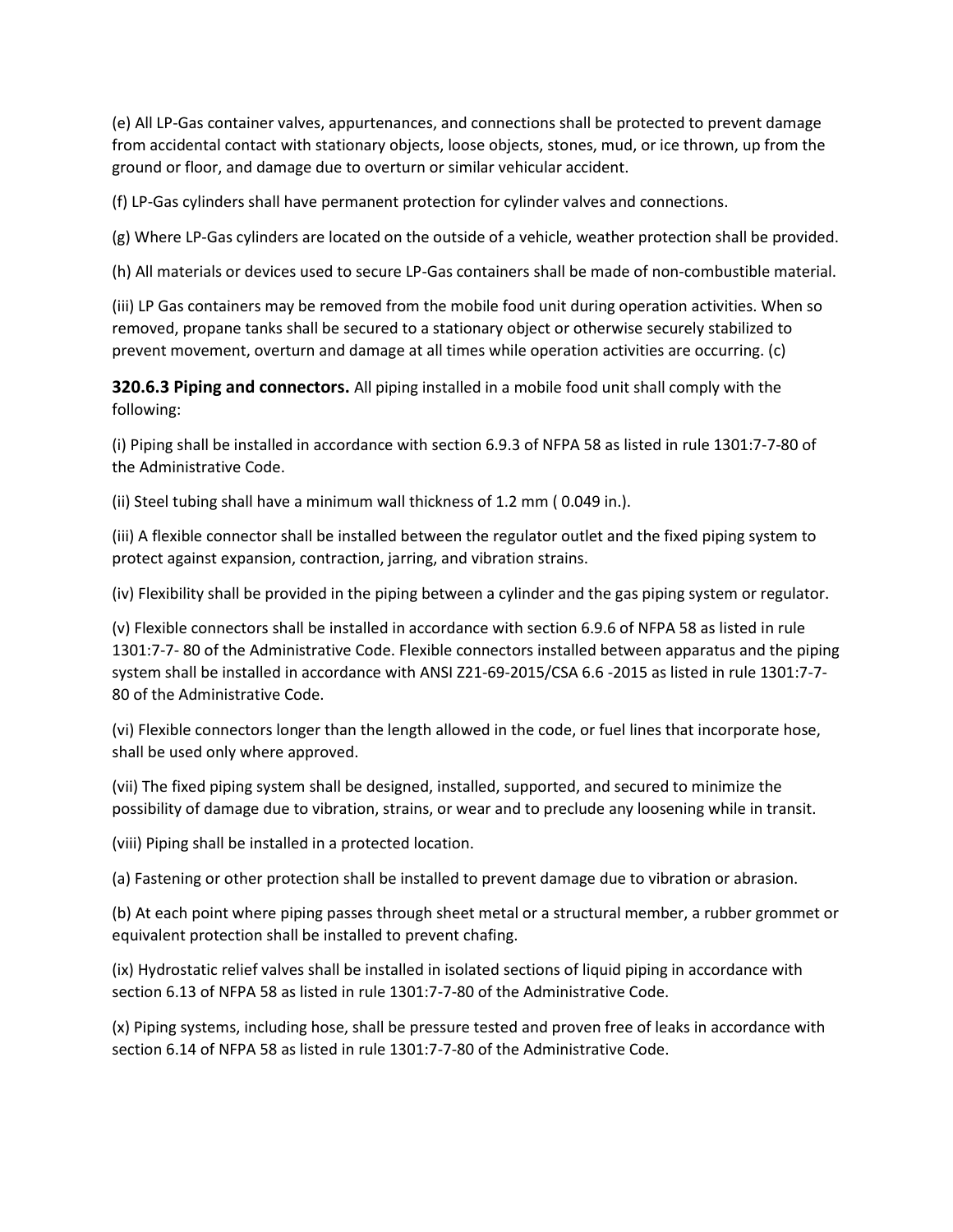(e) All LP-Gas container valves, appurtenances, and connections shall be protected to prevent damage from accidental contact with stationary objects, loose objects, stones, mud, or ice thrown, up from the ground or floor, and damage due to overturn or similar vehicular accident.

(f) LP-Gas cylinders shall have permanent protection for cylinder valves and connections.

(g) Where LP-Gas cylinders are located on the outside of a vehicle, weather protection shall be provided.

(h) All materials or devices used to secure LP-Gas containers shall be made of non-combustible material.

(iii) LP Gas containers may be removed from the mobile food unit during operation activities. When so removed, propane tanks shall be secured to a stationary object or otherwise securely stabilized to prevent movement, overturn and damage at all times while operation activities are occurring. (c)

**320.6.3 Piping and connectors.** All piping installed in a mobile food unit shall comply with the following:

(i) Piping shall be installed in accordance with section 6.9.3 of NFPA 58 as listed in rule 1301:7-7-80 of the Administrative Code.

(ii) Steel tubing shall have a minimum wall thickness of 1.2 mm ( 0.049 in.).

(iii) A flexible connector shall be installed between the regulator outlet and the fixed piping system to protect against expansion, contraction, jarring, and vibration strains.

(iv) Flexibility shall be provided in the piping between a cylinder and the gas piping system or regulator.

(v) Flexible connectors shall be installed in accordance with section 6.9.6 of NFPA 58 as listed in rule 1301:7-7- 80 of the Administrative Code. Flexible connectors installed between apparatus and the piping system shall be installed in accordance with ANSI Z21-69-2015/CSA 6.6 -2015 as listed in rule 1301:7-7-80 of the Administrative Code.

(vi) Flexible connectors longer than the length allowed in the code, or fuel lines that incorporate hose, shall be used only where approved.

(vii) The fixed piping system shall be designed, installed, supported, and secured to minimize the possibility of damage due to vibration, strains, or wear and to preclude any loosening while in transit.

(viii) Piping shall be installed in a protected location.

(a) Fastening or other protection shall be installed to prevent damage due to vibration or abrasion.

(b) At each point where piping passes through sheet metal or a structural member, a rubber grommet or equivalent protection shall be installed to prevent chafing.

(ix) Hydrostatic relief valves shall be installed in isolated sections of liquid piping in accordance with section 6.13 of NFPA 58 as listed in rule 1301:7-7-80 of the Administrative Code.

(x) Piping systems, including hose, shall be pressure tested and proven free of leaks in accordance with section 6.14 of NFPA 58 as listed in rule 1301:7-7-80 of the Administrative Code.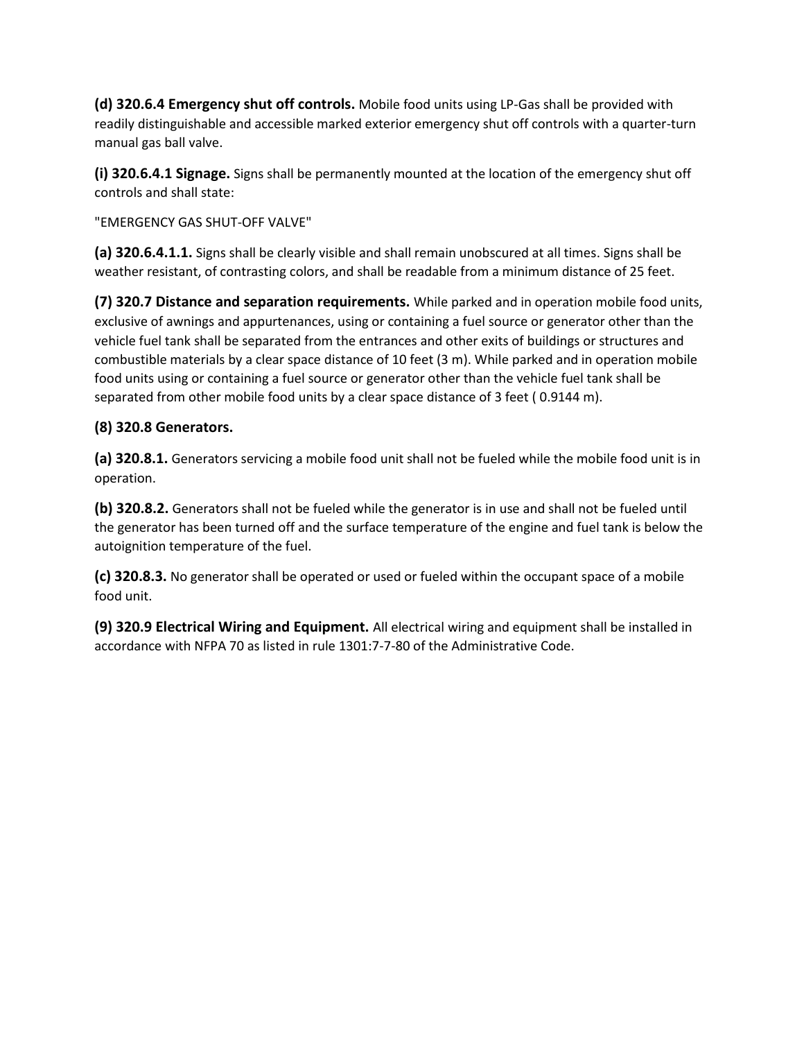**(d) 320.6.4 Emergency shut off controls.** Mobile food units using LP-Gas shall be provided with readily distinguishable and accessible marked exterior emergency shut off controls with a quarter-turn manual gas ball valve.

**(i) 320.6.4.1 Signage.** Signs shall be permanently mounted at the location of the emergency shut off controls and shall state:

"EMERGENCY GAS SHUT-OFF VALVE"

**(a) 320.6.4.1.1.** Signs shall be clearly visible and shall remain unobscured at all times. Signs shall be weather resistant, of contrasting colors, and shall be readable from a minimum distance of 25 feet.

**(7) 320.7 Distance and separation requirements.** While parked and in operation mobile food units, exclusive of awnings and appurtenances, using or containing a fuel source or generator other than the vehicle fuel tank shall be separated from the entrances and other exits of buildings or structures and combustible materials by a clear space distance of 10 feet (3 m). While parked and in operation mobile food units using or containing a fuel source or generator other than the vehicle fuel tank shall be separated from other mobile food units by a clear space distance of 3 feet ( 0.9144 m).

**(8) 320.8 Generators.**

**(a) 320.8.1.** Generators servicing a mobile food unit shall not be fueled while the mobile food unit is in operation.

**(b) 320.8.2.** Generators shall not be fueled while the generator is in use and shall not be fueled until the generator has been turned off and the surface temperature of the engine and fuel tank is below the autoignition temperature of the fuel.

**(c) 320.8.3.** No generator shall be operated or used or fueled within the occupant space of a mobile food unit.

**(9) 320.9 Electrical Wiring and Equipment.** All electrical wiring and equipment shall be installed in accordance with NFPA 70 as listed in rule 1301:7-7-80 of the Administrative Code.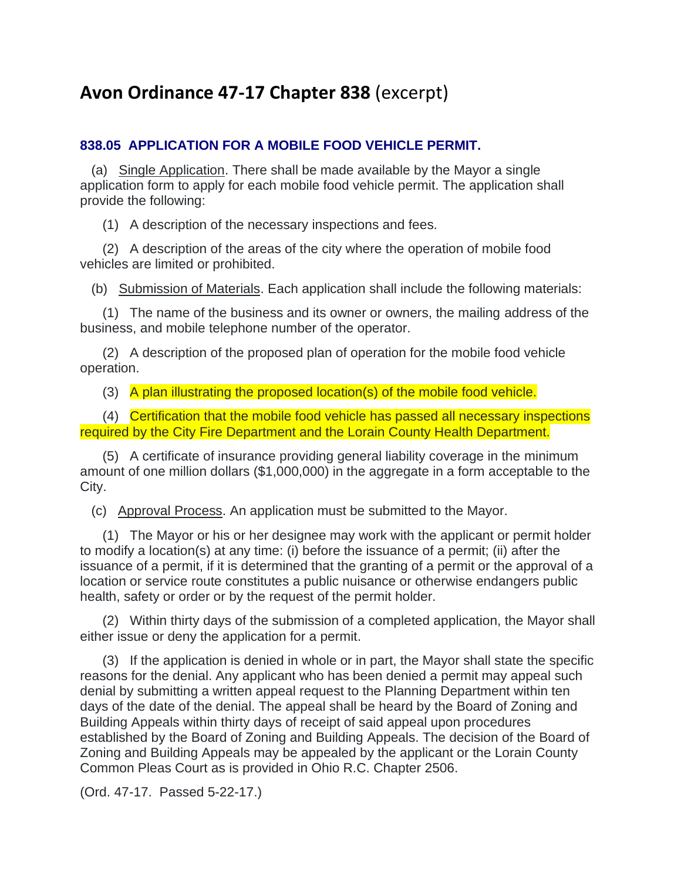# **Avon Ordinance 47-17 Chapter 838** (excerpt)

### **838.05 APPLICATION FOR A MOBILE FOOD VEHICLE PERMIT.**

(a) Single Application. There shall be made available by the Mayor a single application form to apply for each mobile food vehicle permit. The application shall provide the following:

(1) A description of the necessary inspections and fees.

(2) A description of the areas of the city where the operation of mobile food vehicles are limited or prohibited.

(b) Submission of Materials. Each application shall include the following materials:

(1) The name of the business and its owner or owners, the mailing address of the business, and mobile telephone number of the operator.

(2) A description of the proposed plan of operation for the mobile food vehicle operation.

(3) A plan illustrating the proposed location(s) of the mobile food vehicle.

(4) Certification that the mobile food vehicle has passed all necessary inspections required by the City Fire Department and the Lorain County Health Department.

(5) A certificate of insurance providing general liability coverage in the minimum amount of one million dollars ($1,000,000) in the aggregate in a form acceptable to the City.

(c) Approval Process. An application must be submitted to the Mayor.

(1) The Mayor or his or her designee may work with the applicant or permit holder to modify a location(s) at any time: (i) before the issuance of a permit; (ii) after the issuance of a permit, if it is determined that the granting of a permit or the approval of a location or service route constitutes a public nuisance or otherwise endangers public health, safety or order or by the request of the permit holder.

(2) Within thirty days of the submission of a completed application, the Mayor shall either issue or deny the application for a permit.

(3) If the application is denied in whole or in part, the Mayor shall state the specific reasons for the denial. Any applicant who has been denied a permit may appeal such denial by submitting a written appeal request to the Planning Department within ten days of the date of the denial. The appeal shall be heard by the Board of Zoning and Building Appeals within thirty days of receipt of said appeal upon procedures established by the Board of Zoning and Building Appeals. The decision of the Board of Zoning and Building Appeals may be appealed by the applicant or the Lorain County Common Pleas Court as is provided in Ohio R.C. Chapter 2506.

(Ord. 47-17. Passed 5-22-17.)